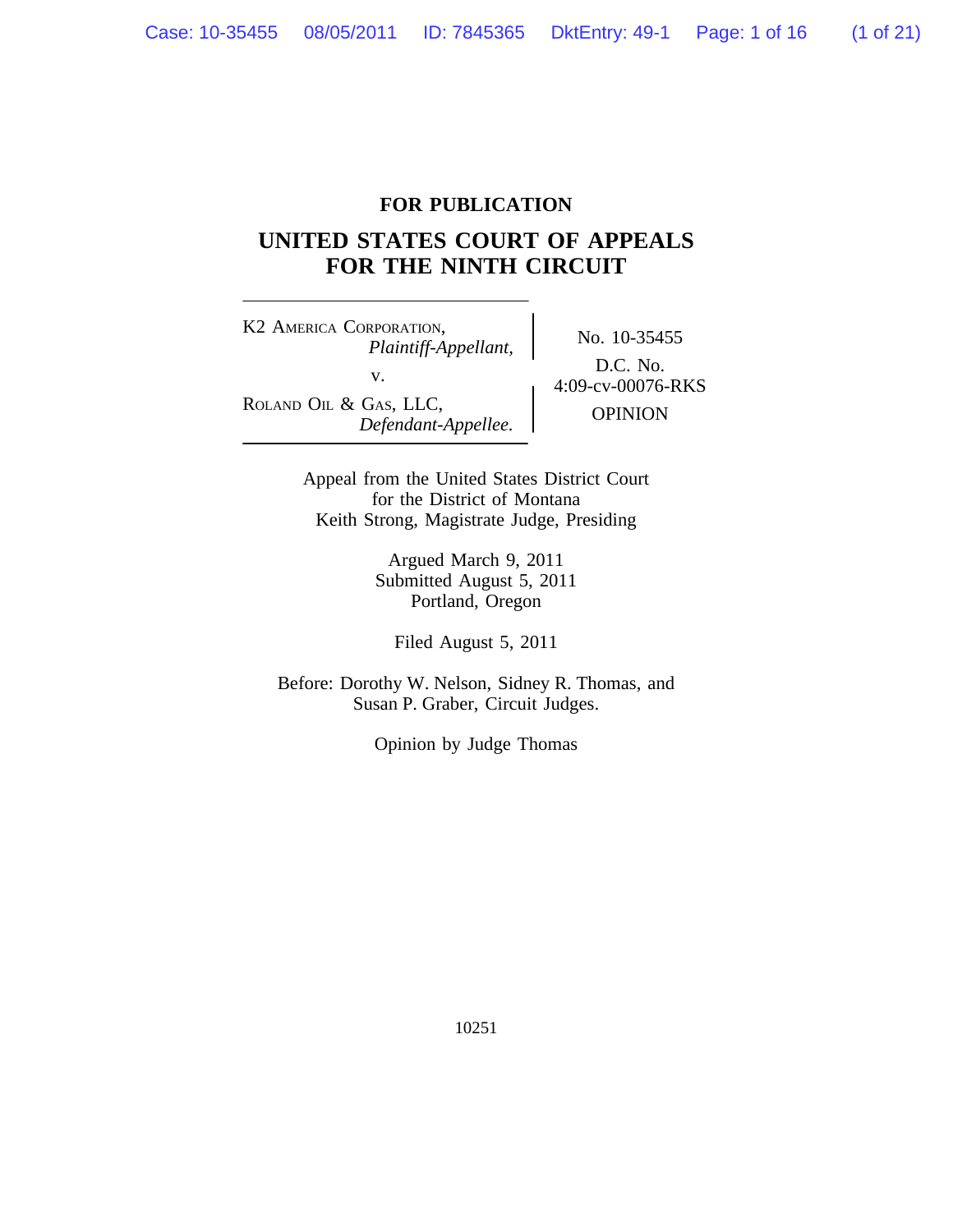**FOR PUBLICATION**

# UNITED STATES COURT OF APPEALS FOR THE NINTH CIRCUIT

K2 AMERICA CORPORATION,
*Plaintiff-Appellant,*

v.

ROLAND OIL & GAS, LLC,
*Defendant-Appellee.*

No. 10-35455

D.C. No. 4:09-cv-00076-RKS

OPINION

Appeal from the United States District Court
for the District of Montana
Keith Strong, Magistrate Judge, Presiding

Argued March 9, 2011
Submitted August 5, 2011
Portland, Oregon

Filed August 5, 2011

Before: Dorothy W. Nelson, Sidney R. Thomas, and
Susan P. Graber, Circuit Judges.

Opinion by Judge Thomas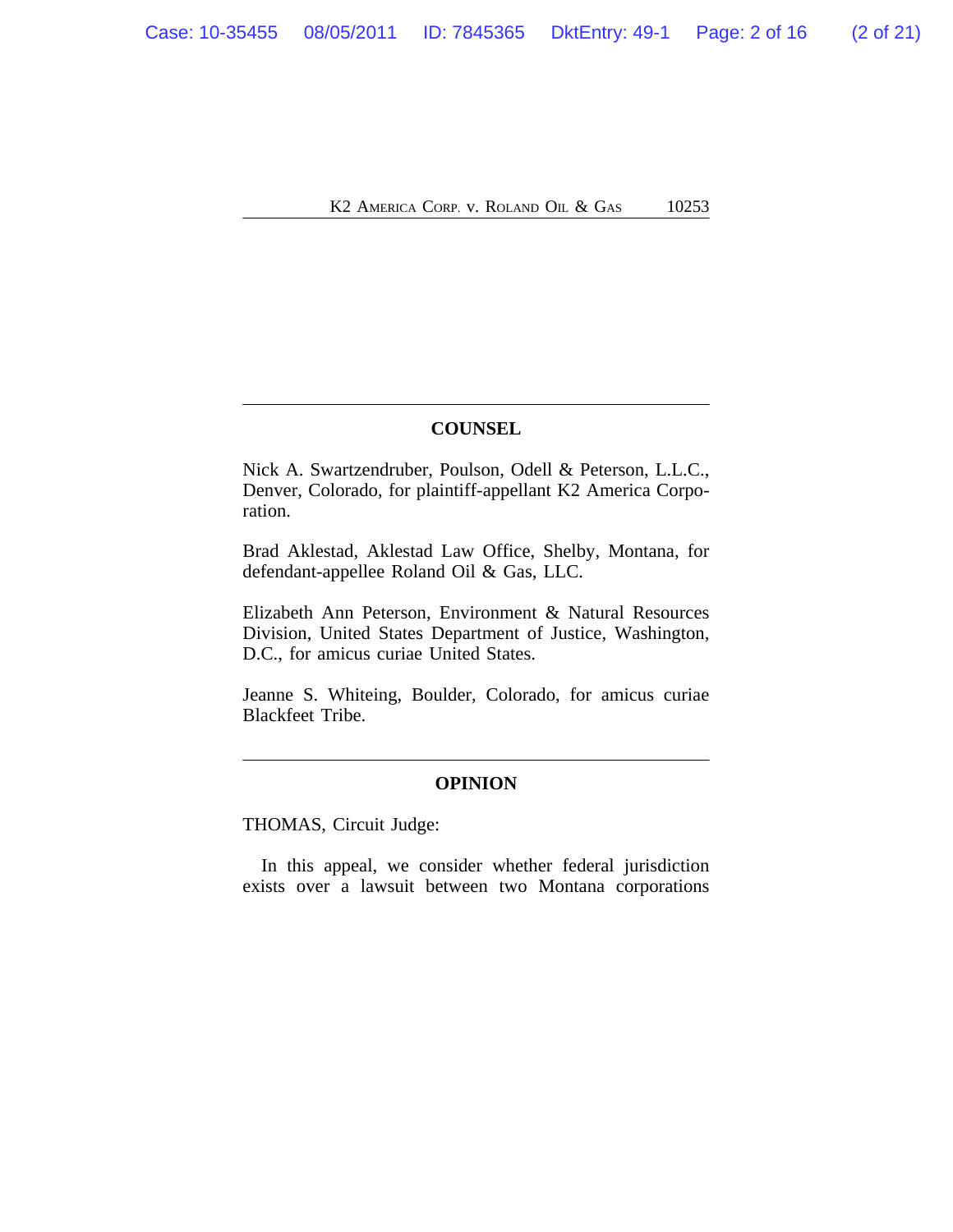## COUNSEL

Nick A. Swartzendruber, Poulson, Odell & Peterson, L.L.C., Denver, Colorado, for plaintiff-appellant K2 America Corporation.

Brad Aklestad, Aklestad Law Office, Shelby, Montana, for defendant-appellee Roland Oil & Gas, LLC.

Elizabeth Ann Peterson, Environment & Natural Resources Division, United States Department of Justice, Washington, D.C., for amicus curiae United States.

Jeanne S. Whiteing, Boulder, Colorado, for amicus curiae Blackfeet Tribe.

## OPINION

THOMAS, Circuit Judge:

In this appeal, we consider whether federal jurisdiction exists over a lawsuit between two Montana corporations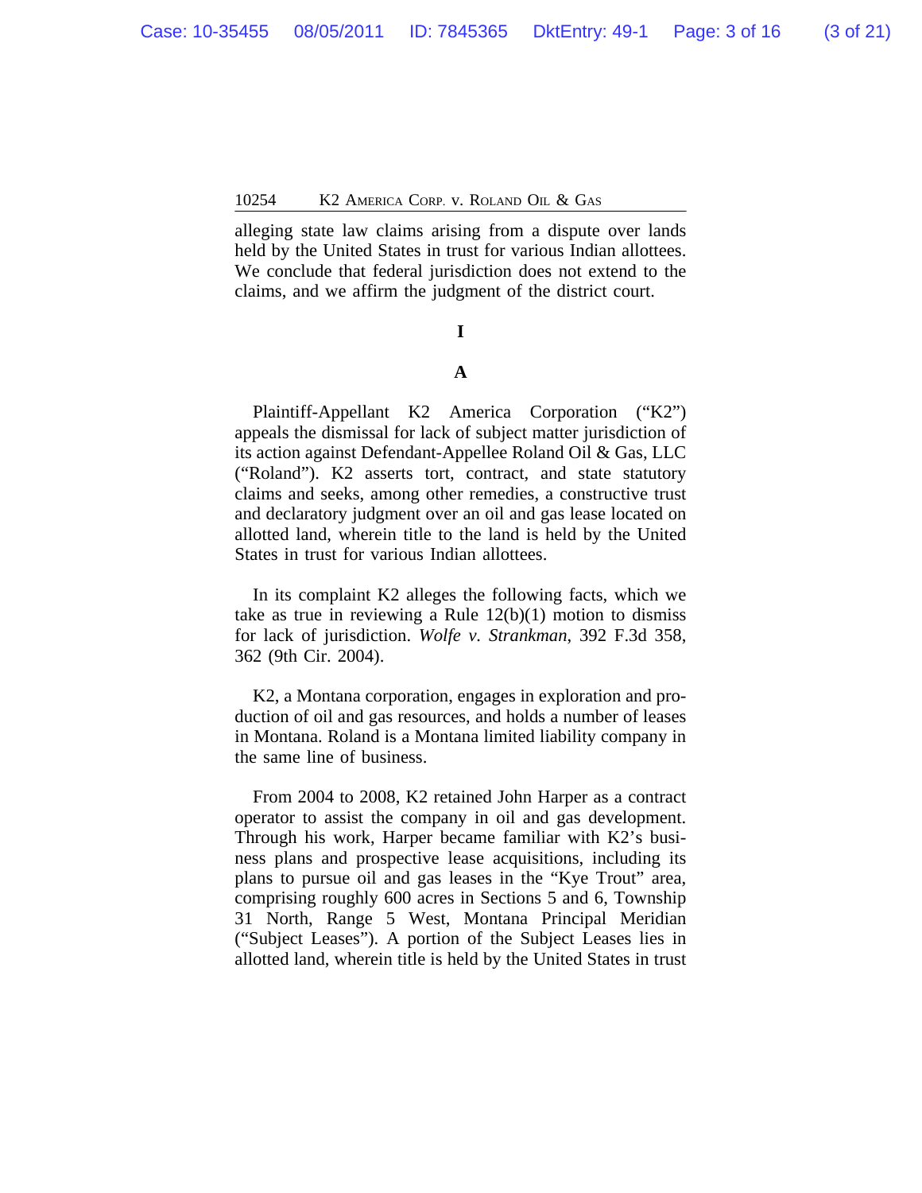alleging state law claims arising from a dispute over lands held by the United States in trust for various Indian allottees. We conclude that federal jurisdiction does not extend to the claims, and we affirm the judgment of the district court.

# I

## A

Plaintiff-Appellant K2 America Corporation ("K2") appeals the dismissal for lack of subject matter jurisdiction of its action against Defendant-Appellee Roland Oil & Gas, LLC ("Roland"). K2 asserts tort, contract, and state statutory claims and seeks, among other remedies, a constructive trust and declaratory judgment over an oil and gas lease located on allotted land, wherein title to the land is held by the United States in trust for various Indian allottees.

In its complaint K2 alleges the following facts, which we take as true in reviewing a Rule 12(b)(1) motion to dismiss for lack of jurisdiction. *Wolfe v. Strankman*, 392 F.3d 358, 362 (9th Cir. 2004).

K2, a Montana corporation, engages in exploration and production of oil and gas resources, and holds a number of leases in Montana. Roland is a Montana limited liability company in the same line of business.

From 2004 to 2008, K2 retained John Harper as a contract operator to assist the company in oil and gas development. Through his work, Harper became familiar with K2's business plans and prospective lease acquisitions, including its plans to pursue oil and gas leases in the "Kye Trout" area, comprising roughly 600 acres in Sections 5 and 6, Township 31 North, Range 5 West, Montana Principal Meridian ("Subject Leases"). A portion of the Subject Leases lies in allotted land, wherein title is held by the United States in trust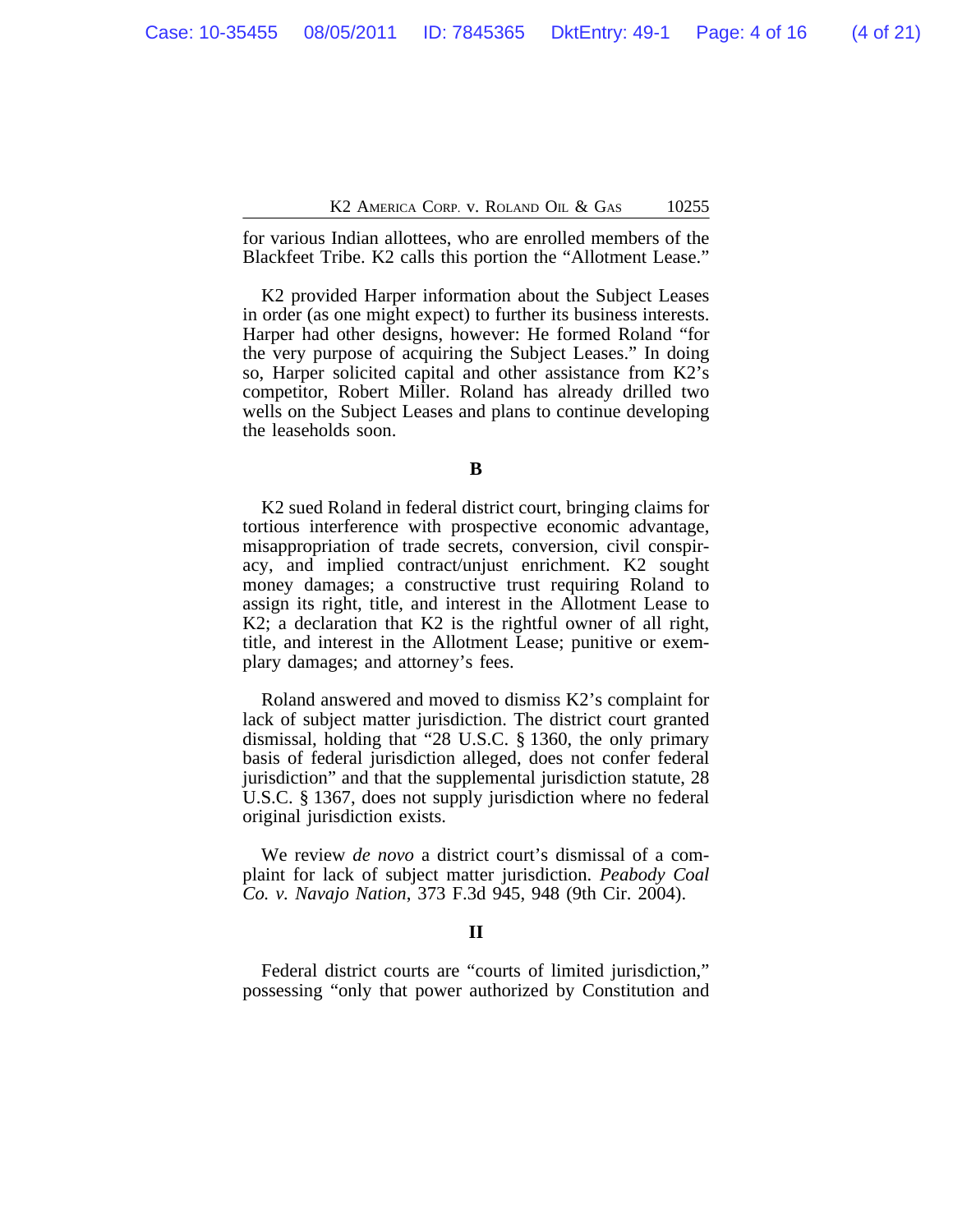for various Indian allottees, who are enrolled members of the Blackfeet Tribe. K2 calls this portion the "Allotment Lease."

K2 provided Harper information about the Subject Leases in order (as one might expect) to further its business interests. Harper had other designs, however: He formed Roland "for the very purpose of acquiring the Subject Leases." In doing so, Harper solicited capital and other assistance from K2's competitor, Robert Miller. Roland has already drilled two wells on the Subject Leases and plans to continue developing the leaseholds soon.

### B

K2 sued Roland in federal district court, bringing claims for tortious interference with prospective economic advantage, misappropriation of trade secrets, conversion, civil conspiracy, and implied contract/unjust enrichment. K2 sought money damages; a constructive trust requiring Roland to assign its right, title, and interest in the Allotment Lease to K2; a declaration that K2 is the rightful owner of all right, title, and interest in the Allotment Lease; punitive or exemplary damages; and attorney's fees.

Roland answered and moved to dismiss K2's complaint for lack of subject matter jurisdiction. The district court granted dismissal, holding that "28 U.S.C. § 1360, the only primary basis of federal jurisdiction alleged, does not confer federal jurisdiction" and that the supplemental jurisdiction statute, 28 U.S.C. § 1367, does not supply jurisdiction where no federal original jurisdiction exists.

We review *de novo* a district court's dismissal of a complaint for lack of subject matter jurisdiction. *Peabody Coal Co. v. Navajo Nation*, 373 F.3d 945, 948 (9th Cir. 2004).

## II

Federal district courts are "courts of limited jurisdiction," possessing "only that power authorized by Constitution and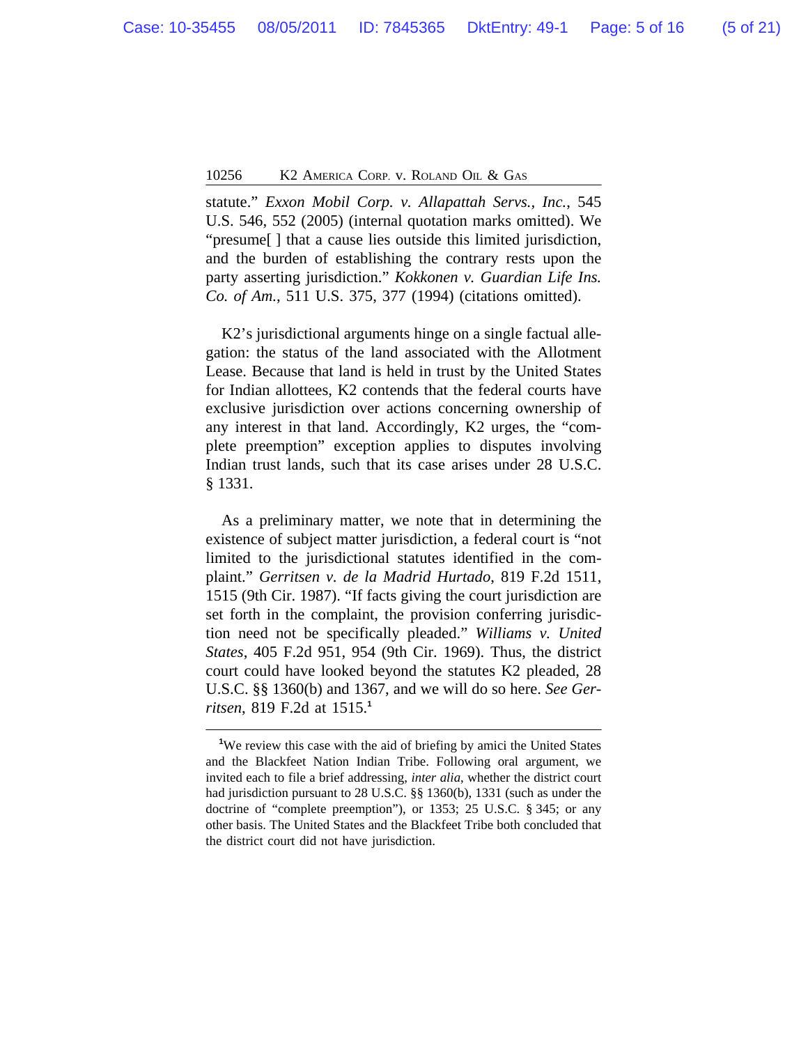statute." *Exxon Mobil Corp. v. Allapattah Servs., Inc.*, 545 U.S. 546, 552 (2005) (internal quotation marks omitted). We "presume[ ] that a cause lies outside this limited jurisdiction, and the burden of establishing the contrary rests upon the party asserting jurisdiction." *Kokkonen v. Guardian Life Ins. Co. of Am.*, 511 U.S. 375, 377 (1994) (citations omitted).

K2's jurisdictional arguments hinge on a single factual allegation: the status of the land associated with the Allotment Lease. Because that land is held in trust by the United States for Indian allottees, K2 contends that the federal courts have exclusive jurisdiction over actions concerning ownership of any interest in that land. Accordingly, K2 urges, the "complete preemption" exception applies to disputes involving Indian trust lands, such that its case arises under 28 U.S.C. § 1331.

As a preliminary matter, we note that in determining the existence of subject matter jurisdiction, a federal court is "not limited to the jurisdictional statutes identified in the complaint." *Gerritsen v. de la Madrid Hurtado*, 819 F.2d 1511, 1515 (9th Cir. 1987). "If facts giving the court jurisdiction are set forth in the complaint, the provision conferring jurisdiction need not be specifically pleaded." *Williams v. United States*, 405 F.2d 951, 954 (9th Cir. 1969). Thus, the district court could have looked beyond the statutes K2 pleaded, 28 U.S.C. §§ 1360(b) and 1367, and we will do so here. *See Gerritsen*, 819 F.2d at 1515.[1]

---

[1]We review this case with the aid of briefing by amici the United States and the Blackfeet Nation Indian Tribe. Following oral argument, we invited each to file a brief addressing, *inter alia*, whether the district court had jurisdiction pursuant to 28 U.S.C. §§ 1360(b), 1331 (such as under the doctrine of "complete preemption"), or 1353; 25 U.S.C. § 345; or any other basis. The United States and the Blackfeet Tribe both concluded that the district court did not have jurisdiction.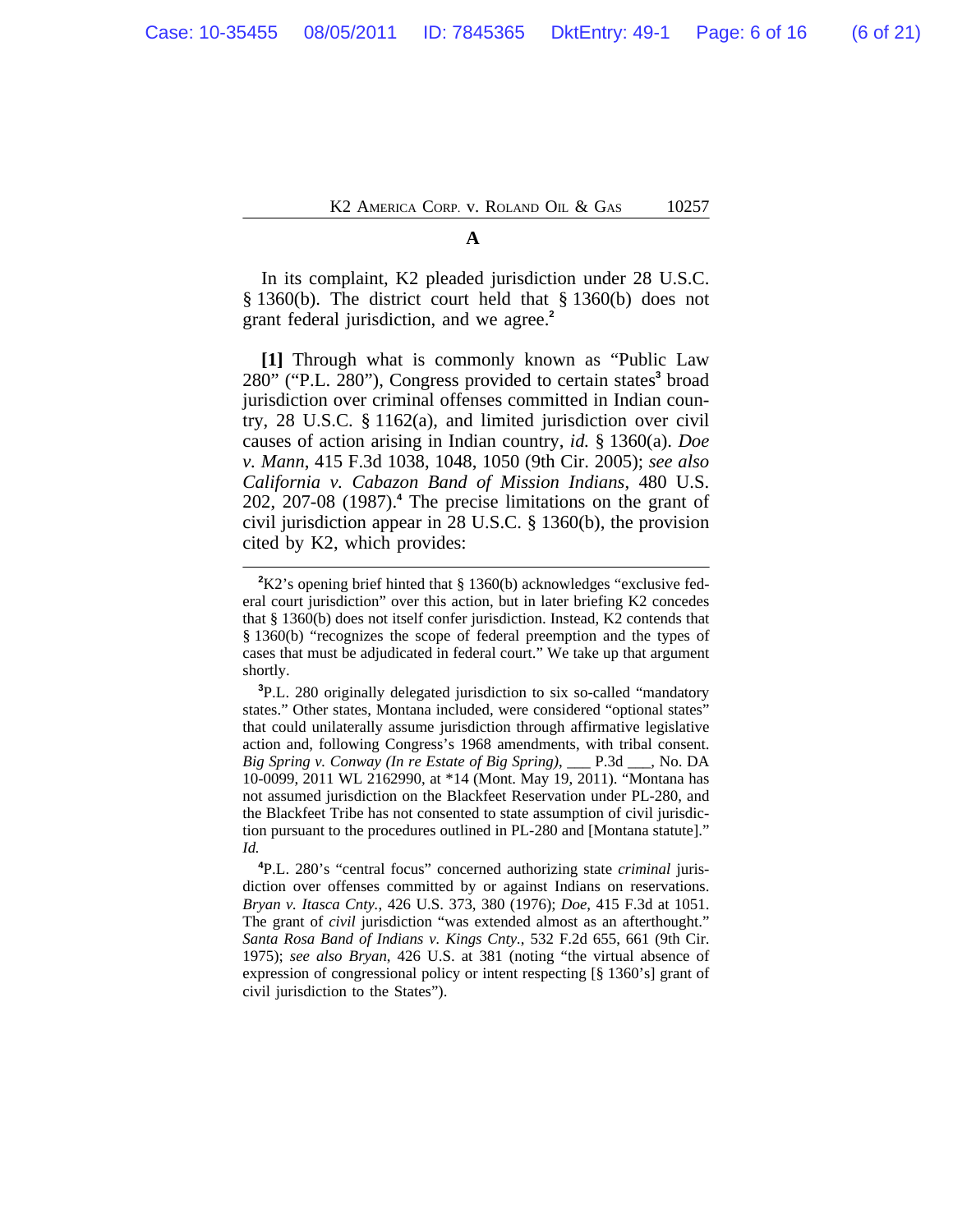### A

In its complaint, K2 pleaded jurisdiction under 28 U.S.C. § 1360(b). The district court held that § 1360(b) does not grant federal jurisdiction, and we agree.[2]

**[1]** Through what is commonly known as "Public Law 280" ("P.L. 280"), Congress provided to certain states[3] broad jurisdiction over criminal offenses committed in Indian country, 28 U.S.C. § 1162(a), and limited jurisdiction over civil causes of action arising in Indian country, *id.* § 1360(a). *Doe v. Mann*, 415 F.3d 1038, 1048, 1050 (9th Cir. 2005); *see also California v. Cabazon Band of Mission Indians*, 480 U.S. 202, 207-08 (1987).[4] The precise limitations on the grant of civil jurisdiction appear in 28 U.S.C. § 1360(b), the provision cited by K2, which provides:

---

[2]K2's opening brief hinted that § 1360(b) acknowledges "exclusive federal court jurisdiction" over this action, but in later briefing K2 concedes that § 1360(b) does not itself confer jurisdiction. Instead, K2 contends that § 1360(b) "recognizes the scope of federal preemption and the types of cases that must be adjudicated in federal court." We take up that argument shortly.

[3]P.L. 280 originally delegated jurisdiction to six so-called "mandatory states." Other states, Montana included, were considered "optional states" that could unilaterally assume jurisdiction through affirmative legislative action and, following Congress's 1968 amendments, with tribal consent. *Big Spring v. Conway (In re Estate of Big Spring)*, ___ P.3d ___, No. DA 10-0099, 2011 WL 2162990, at *14 (Mont. May 19, 2011). "Montana has not assumed jurisdiction on the Blackfeet Reservation under PL-280, and the Blackfeet Tribe has not consented to state assumption of civil jurisdiction pursuant to the procedures outlined in PL-280 and [Montana statute]." *Id.*

[4]P.L. 280's "central focus" concerned authorizing state *criminal* jurisdiction over offenses committed by or against Indians on reservations. *Bryan v. Itasca Cnty.*, 426 U.S. 373, 380 (1976); *Doe*, 415 F.3d at 1051. The grant of *civil* jurisdiction "was extended almost as an afterthought." *Santa Rosa Band of Indians v. Kings Cnty.*, 532 F.2d 655, 661 (9th Cir. 1975); *see also Bryan*, 426 U.S. at 381 (noting "the virtual absence of expression of congressional policy or intent respecting [§ 1360's] grant of civil jurisdiction to the States").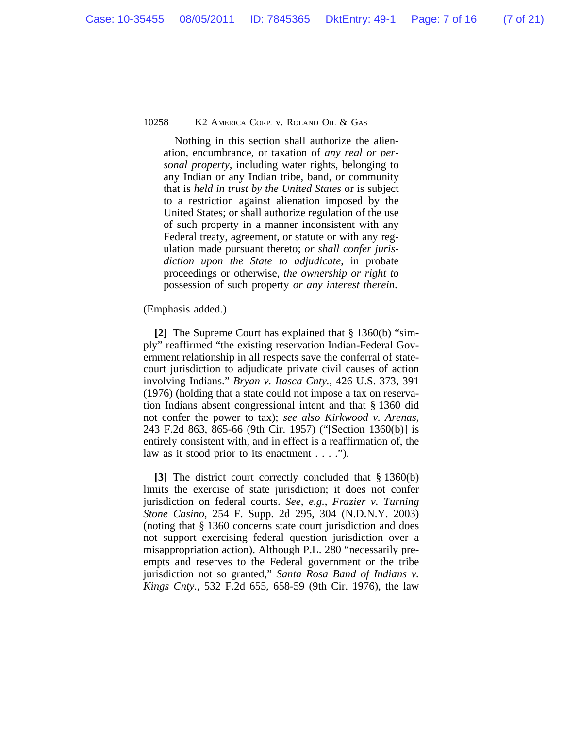> Nothing in this section shall authorize the alienation, encumbrance, or taxation of *any real or personal property*, including water rights, belonging to any Indian or any Indian tribe, band, or community that is *held in trust by the United States* or is subject to a restriction against alienation imposed by the United States; or shall authorize regulation of the use of such property in a manner inconsistent with any Federal treaty, agreement, or statute or with any regulation made pursuant thereto; *or shall confer jurisdiction upon the State to adjudicate*, in probate proceedings or otherwise, *the ownership or right to* possession of such property *or any interest therein*.

(Emphasis added.)

**[2]** The Supreme Court has explained that § 1360(b) "simply" reaffirmed "the existing reservation Indian-Federal Government relationship in all respects save the conferral of state-court jurisdiction to adjudicate private civil causes of action involving Indians." *Bryan v. Itasca Cnty.*, 426 U.S. 373, 391 (1976) (holding that a state could not impose a tax on reservation Indians absent congressional intent and that § 1360 did not confer the power to tax); *see also Kirkwood v. Arenas*, 243 F.2d 863, 865-66 (9th Cir. 1957) ("[Section 1360(b)] is entirely consistent with, and in effect is a reaffirmation of, the law as it stood prior to its enactment . . . .").

**[3]** The district court correctly concluded that § 1360(b) limits the exercise of state jurisdiction; it does not confer jurisdiction on federal courts. *See, e.g.*, *Frazier v. Turning Stone Casino*, 254 F. Supp. 2d 295, 304 (N.D.N.Y. 2003) (noting that § 1360 concerns state court jurisdiction and does not support exercising federal question jurisdiction over a misappropriation action). Although P.L. 280 "necessarily preempts and reserves to the Federal government or the tribe jurisdiction not so granted," *Santa Rosa Band of Indians v. Kings Cnty.*, 532 F.2d 655, 658-59 (9th Cir. 1976), the law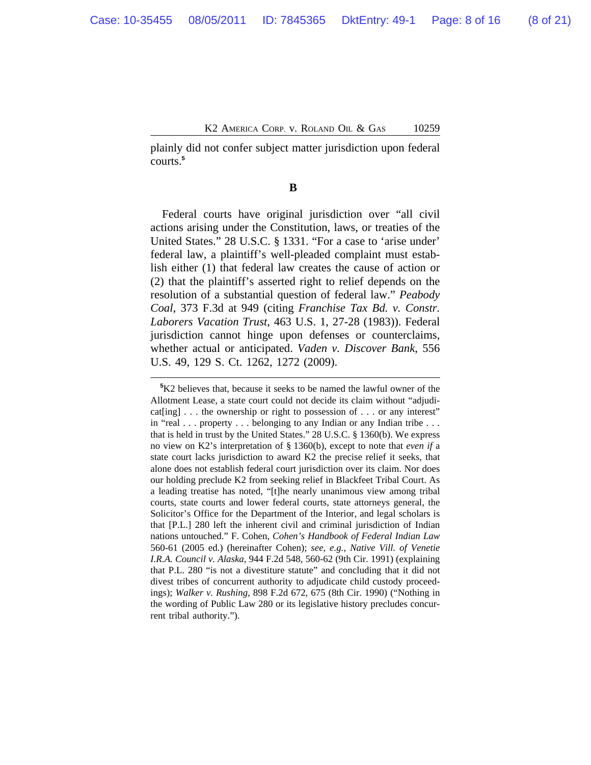plainly did not confer subject matter jurisdiction upon federal courts.[5]

### B

Federal courts have original jurisdiction over "all civil actions arising under the Constitution, laws, or treaties of the United States." 28 U.S.C. § 1331. "For a case to 'arise under' federal law, a plaintiff's well-pleaded complaint must establish either (1) that federal law creates the cause of action or (2) that the plaintiff's asserted right to relief depends on the resolution of a substantial question of federal law." *Peabody Coal*, 373 F.3d at 949 (citing *Franchise Tax Bd. v. Constr. Laborers Vacation Trust*, 463 U.S. 1, 27-28 (1983)). Federal jurisdiction cannot hinge upon defenses or counterclaims, whether actual or anticipated. *Vaden v. Discover Bank*, 556 U.S. 49, 129 S. Ct. 1262, 1272 (2009).

---

[5]K2 believes that, because it seeks to be named the lawful owner of the Allotment Lease, a state court could not decide its claim without "adjudicat[ing] . . . the ownership or right to possession of . . . or any interest" in "real . . . property . . . belonging to any Indian or any Indian tribe . . . that is held in trust by the United States." 28 U.S.C. § 1360(b). We express no view on K2's interpretation of § 1360(b), except to note that *even if* a state court lacks jurisdiction to award K2 the precise relief it seeks, that alone does not establish federal court jurisdiction over its claim. Nor does our holding preclude K2 from seeking relief in Blackfeet Tribal Court. As a leading treatise has noted, "[t]he nearly unanimous view among tribal courts, state courts and lower federal courts, state attorneys general, the Solicitor's Office for the Department of the Interior, and legal scholars is that [P.L.] 280 left the inherent civil and criminal jurisdiction of Indian nations untouched." F. Cohen, *Cohen's Handbook of Federal Indian Law* 560-61 (2005 ed.) (hereinafter Cohen); *see, e.g.*, *Native Vill. of Venetie I.R.A. Council v. Alaska*, 944 F.2d 548, 560-62 (9th Cir. 1991) (explaining that P.L. 280 "is not a divestiture statute" and concluding that it did not divest tribes of concurrent authority to adjudicate child custody proceedings); *Walker v. Rushing*, 898 F.2d 672, 675 (8th Cir. 1990) ("Nothing in the wording of Public Law 280 or its legislative history precludes concurrent tribal authority.").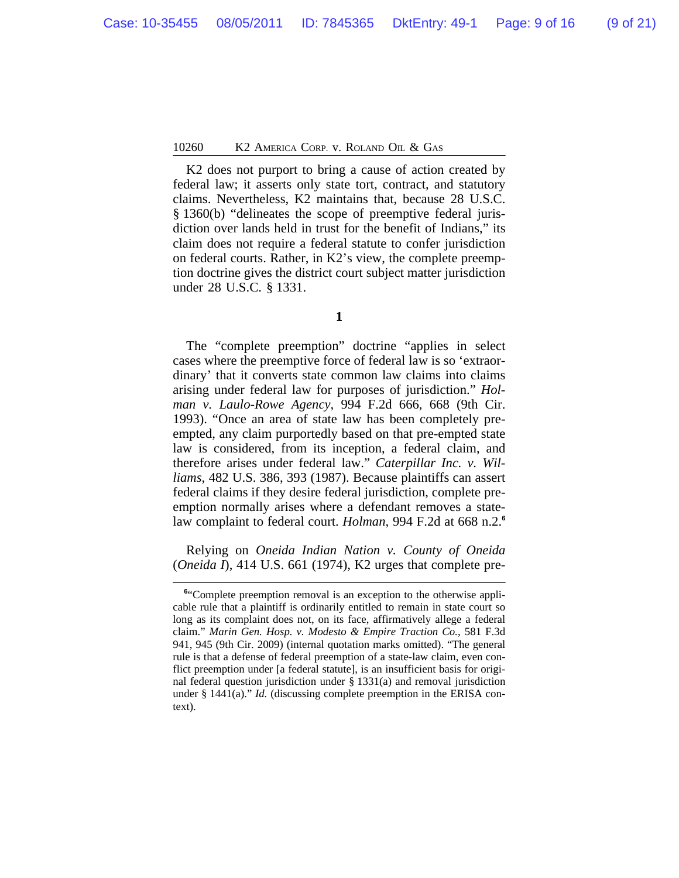K2 does not purport to bring a cause of action created by federal law; it asserts only state tort, contract, and statutory claims. Nevertheless, K2 maintains that, because 28 U.S.C. § 1360(b) "delineates the scope of preemptive federal jurisdiction over lands held in trust for the benefit of Indians," its claim does not require a federal statute to confer jurisdiction on federal courts. Rather, in K2's view, the complete preemption doctrine gives the district court subject matter jurisdiction under 28 U.S.C. § 1331.

**1**

The "complete preemption" doctrine "applies in select cases where the preemptive force of federal law is so 'extraordinary' that it converts state common law claims into claims arising under federal law for purposes of jurisdiction." *Holman v. Laulo-Rowe Agency*, 994 F.2d 666, 668 (9th Cir. 1993). "Once an area of state law has been completely pre-empted, any claim purportedly based on that pre-empted state law is considered, from its inception, a federal claim, and therefore arises under federal law." *Caterpillar Inc. v. Williams*, 482 U.S. 386, 393 (1987). Because plaintiffs can assert federal claims if they desire federal jurisdiction, complete preemption normally arises where a defendant removes a state-law complaint to federal court. *Holman*, 994 F.2d at 668 n.2.[6]

Relying on *Oneida Indian Nation v. County of Oneida* (*Oneida I*), 414 U.S. 661 (1974), K2 urges that complete pre-

---

[6]"Complete preemption removal is an exception to the otherwise applicable rule that a plaintiff is ordinarily entitled to remain in state court so long as its complaint does not, on its face, affirmatively allege a federal claim." *Marin Gen. Hosp. v. Modesto & Empire Traction Co.*, 581 F.3d 941, 945 (9th Cir. 2009) (internal quotation marks omitted). "The general rule is that a defense of federal preemption of a state-law claim, even conflict preemption under [a federal statute], is an insufficient basis for original federal question jurisdiction under § 1331(a) and removal jurisdiction under § 1441(a)." *Id.* (discussing complete preemption in the ERISA context).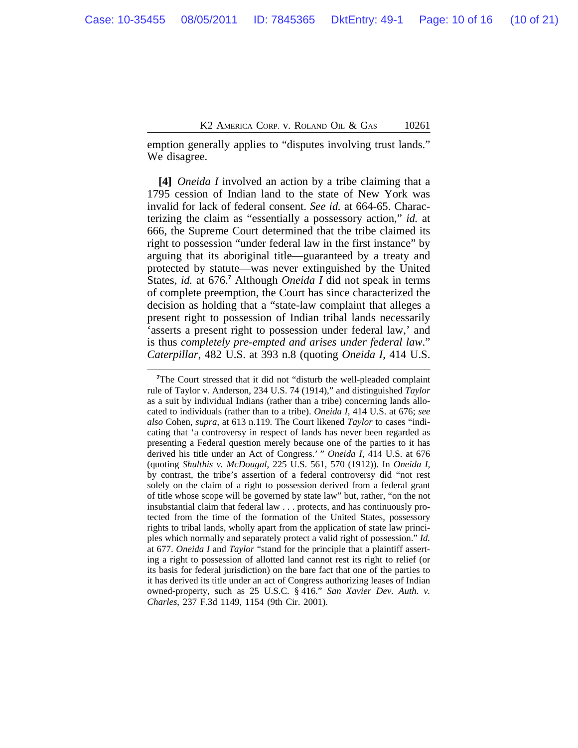emption generally applies to "disputes involving trust lands." We disagree.

**[4]** *Oneida I* involved an action by a tribe claiming that a 1795 cession of Indian land to the state of New York was invalid for lack of federal consent. *See id.* at 664-65. Characterizing the claim as "essentially a possessory action," *id.* at 666, the Supreme Court determined that the tribe claimed its right to possession "under federal law in the first instance" by arguing that its aboriginal title—guaranteed by a treaty and protected by statute—was never extinguished by the United States, *id.* at 676.[7] Although *Oneida I* did not speak in terms of complete preemption, the Court has since characterized the decision as holding that a "state-law complaint that alleges a present right to possession of Indian tribal lands necessarily 'asserts a present right to possession under federal law,' and is thus *completely pre-empted and arises under federal law*." *Caterpillar*, 482 U.S. at 393 n.8 (quoting *Oneida I*, 414 U.S.

---

[7]The Court stressed that it did not "disturb the well-pleaded complaint rule of Taylor v. Anderson, 234 U.S. 74 (1914)," and distinguished *Taylor* as a suit by individual Indians (rather than a tribe) concerning lands allocated to individuals (rather than to a tribe). *Oneida I*, 414 U.S. at 676; *see also* Cohen, *supra*, at 613 n.119. The Court likened *Taylor* to cases "indicating that 'a controversy in respect of lands has never been regarded as presenting a Federal question merely because one of the parties to it has derived his title under an Act of Congress.' " *Oneida I*, 414 U.S. at 676 (quoting *Shulthis v. McDougal*, 225 U.S. 561, 570 (1912)). In *Oneida I*, by contrast, the tribe's assertion of a federal controversy did "not rest solely on the claim of a right to possession derived from a federal grant of title whose scope will be governed by state law" but, rather, "on the not insubstantial claim that federal law . . . protects, and has continuously protected from the time of the formation of the United States, possessory rights to tribal lands, wholly apart from the application of state law principles which normally and separately protect a valid right of possession." *Id.* at 677. *Oneida I* and *Taylor* "stand for the principle that a plaintiff asserting a right to possession of allotted land cannot rest its right to relief (or its basis for federal jurisdiction) on the bare fact that one of the parties to it has derived its title under an act of Congress authorizing leases of Indian owned-property, such as 25 U.S.C. § 416." *San Xavier Dev. Auth. v. Charles*, 237 F.3d 1149, 1154 (9th Cir. 2001).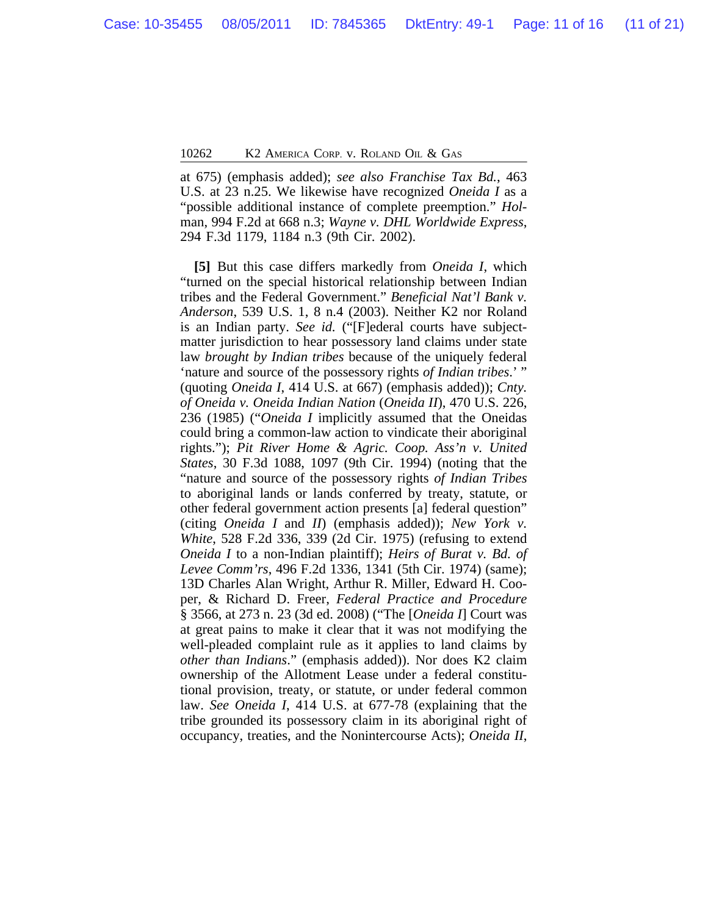at 675) (emphasis added); *see also Franchise Tax Bd.*, 463 U.S. at 23 n.25. We likewise have recognized *Oneida I* as a "possible additional instance of complete preemption." *Holman*, 994 F.2d at 668 n.3; *Wayne v. DHL Worldwide Express*, 294 F.3d 1179, 1184 n.3 (9th Cir. 2002).

**[5]** But this case differs markedly from *Oneida I*, which "turned on the special historical relationship between Indian tribes and the Federal Government." *Beneficial Nat'l Bank v. Anderson*, 539 U.S. 1, 8 n.4 (2003). Neither K2 nor Roland is an Indian party. *See id.* ("[F]ederal courts have subject-matter jurisdiction to hear possessory land claims under state law *brought by Indian tribes* because of the uniquely federal 'nature and source of the possessory rights *of Indian tribes*.' " (quoting *Oneida I*, 414 U.S. at 667) (emphasis added)); *Cnty. of Oneida v. Oneida Indian Nation* (*Oneida II*), 470 U.S. 226, 236 (1985) ("*Oneida I* implicitly assumed that the Oneidas could bring a common-law action to vindicate their aboriginal rights."); *Pit River Home & Agric. Coop. Ass'n v. United States*, 30 F.3d 1088, 1097 (9th Cir. 1994) (noting that the "nature and source of the possessory rights *of Indian Tribes* to aboriginal lands or lands conferred by treaty, statute, or other federal government action presents [a] federal question" (citing *Oneida I* and *II*) (emphasis added)); *New York v. White*, 528 F.2d 336, 339 (2d Cir. 1975) (refusing to extend *Oneida I* to a non-Indian plaintiff); *Heirs of Burat v. Bd. of Levee Comm'rs*, 496 F.2d 1336, 1341 (5th Cir. 1974) (same); 13D Charles Alan Wright, Arthur R. Miller, Edward H. Cooper, & Richard D. Freer, *Federal Practice and Procedure* § 3566, at 273 n. 23 (3d ed. 2008) ("The [*Oneida I*] Court was at great pains to make it clear that it was not modifying the well-pleaded complaint rule as it applies to land claims by *other than Indians*." (emphasis added)). Nor does K2 claim ownership of the Allotment Lease under a federal constitutional provision, treaty, or statute, or under federal common law. *See Oneida I*, 414 U.S. at 677-78 (explaining that the tribe grounded its possessory claim in its aboriginal right of occupancy, treaties, and the Nonintercourse Acts); *Oneida II*,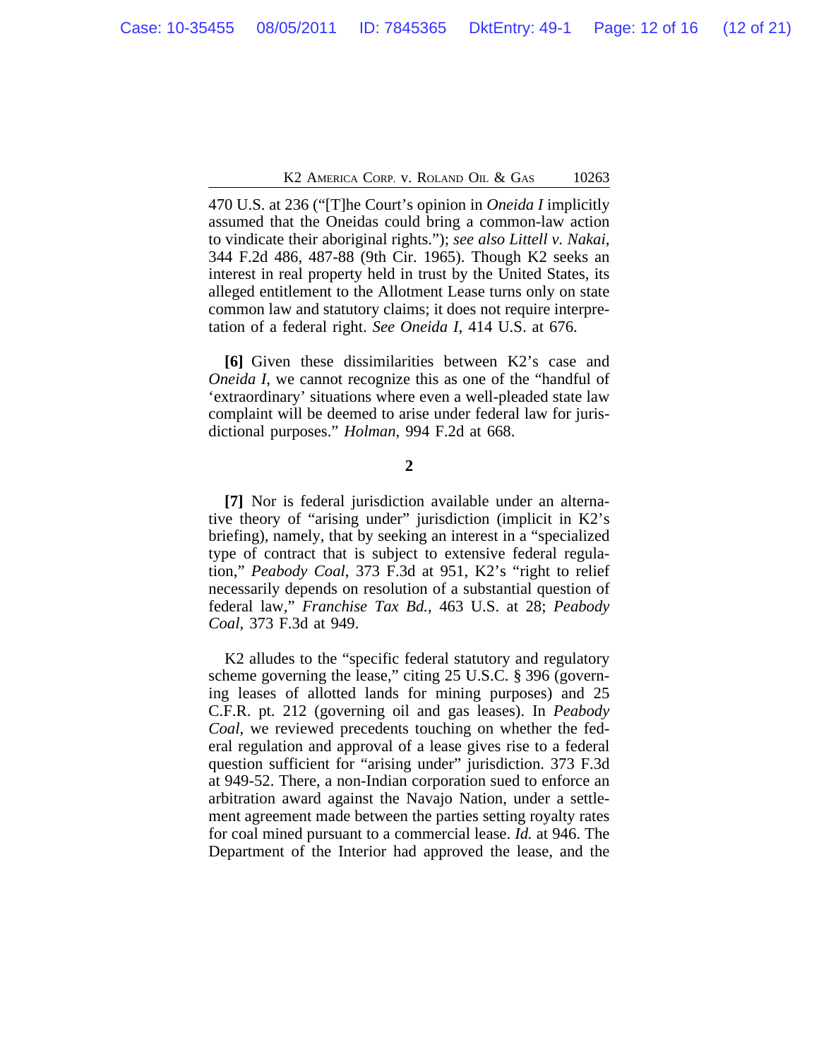470 U.S. at 236 ("[T]he Court's opinion in *Oneida I* implicitly assumed that the Oneidas could bring a common-law action to vindicate their aboriginal rights."); *see also Littell v. Nakai*, 344 F.2d 486, 487-88 (9th Cir. 1965). Though K2 seeks an interest in real property held in trust by the United States, its alleged entitlement to the Allotment Lease turns only on state common law and statutory claims; it does not require interpretation of a federal right. *See Oneida I*, 414 U.S. at 676.

**[6]** Given these dissimilarities between K2's case and *Oneida I*, we cannot recognize this as one of the "handful of 'extraordinary' situations where even a well-pleaded state law complaint will be deemed to arise under federal law for jurisdictional purposes." *Holman*, 994 F.2d at 668.

**2**

**[7]** Nor is federal jurisdiction available under an alternative theory of "arising under" jurisdiction (implicit in K2's briefing), namely, that by seeking an interest in a "specialized type of contract that is subject to extensive federal regulation," *Peabody Coal*, 373 F.3d at 951, K2's "right to relief necessarily depends on resolution of a substantial question of federal law," *Franchise Tax Bd.*, 463 U.S. at 28; *Peabody Coal*, 373 F.3d at 949.

K2 alludes to the "specific federal statutory and regulatory scheme governing the lease," citing 25 U.S.C. § 396 (governing leases of allotted lands for mining purposes) and 25 C.F.R. pt. 212 (governing oil and gas leases). In *Peabody Coal*, we reviewed precedents touching on whether the federal regulation and approval of a lease gives rise to a federal question sufficient for "arising under" jurisdiction. 373 F.3d at 949-52. There, a non-Indian corporation sued to enforce an arbitration award against the Navajo Nation, under a settlement agreement made between the parties setting royalty rates for coal mined pursuant to a commercial lease. *Id.* at 946. The Department of the Interior had approved the lease, and the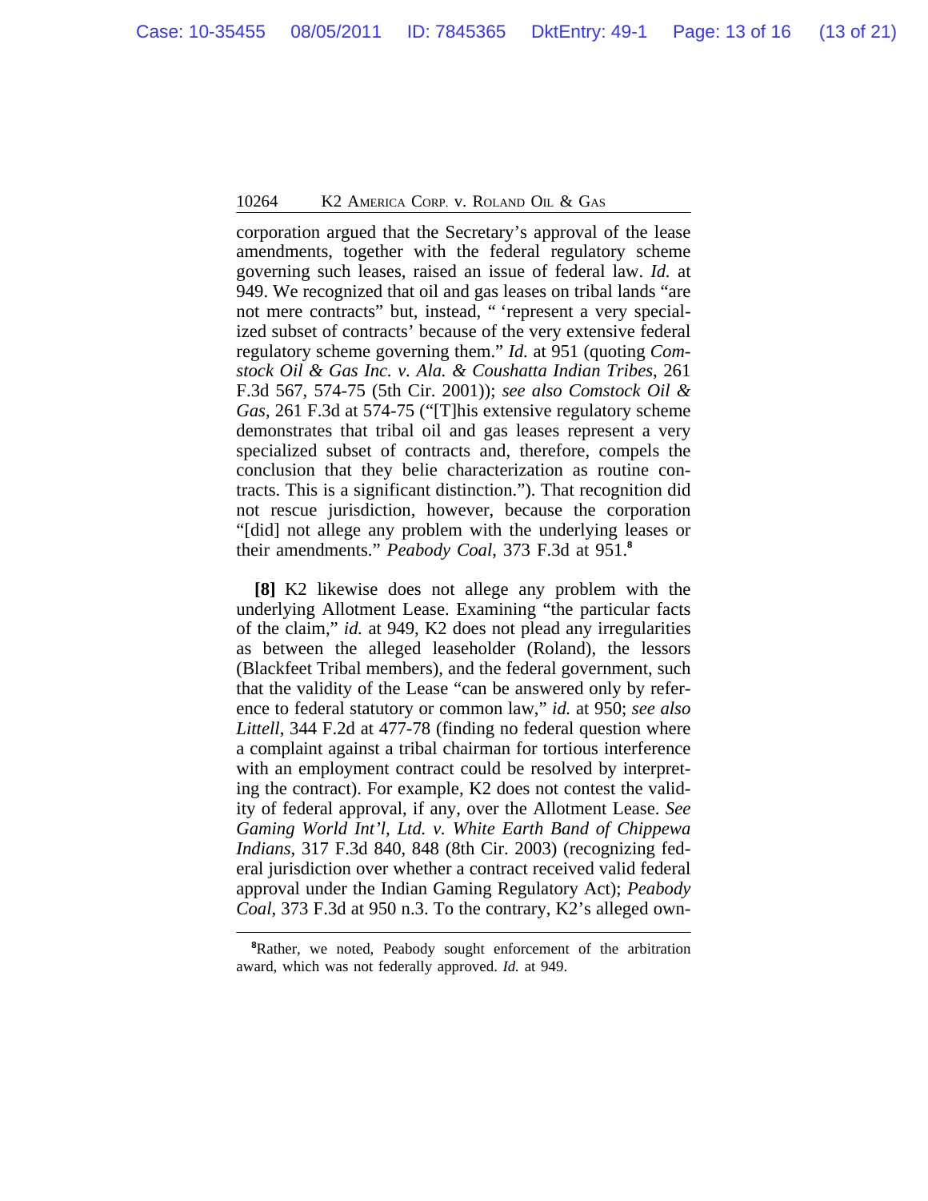corporation argued that the Secretary's approval of the lease amendments, together with the federal regulatory scheme governing such leases, raised an issue of federal law. *Id.* at 949. We recognized that oil and gas leases on tribal lands "are not mere contracts" but, instead, " 'represent a very specialized subset of contracts' because of the very extensive federal regulatory scheme governing them." *Id.* at 951 (quoting *Comstock Oil & Gas Inc. v. Ala. & Coushatta Indian Tribes*, 261 F.3d 567, 574-75 (5th Cir. 2001)); *see also Comstock Oil & Gas*, 261 F.3d at 574-75 ("[T]his extensive regulatory scheme demonstrates that tribal oil and gas leases represent a very specialized subset of contracts and, therefore, compels the conclusion that they belie characterization as routine contracts. This is a significant distinction."). That recognition did not rescue jurisdiction, however, because the corporation "[did] not allege any problem with the underlying leases or their amendments." *Peabody Coal*, 373 F.3d at 951.[8]

**[8]** K2 likewise does not allege any problem with the underlying Allotment Lease. Examining "the particular facts of the claim," *id.* at 949, K2 does not plead any irregularities as between the alleged leaseholder (Roland), the lessors (Blackfeet Tribal members), and the federal government, such that the validity of the Lease "can be answered only by reference to federal statutory or common law," *id.* at 950; *see also Littell*, 344 F.2d at 477-78 (finding no federal question where a complaint against a tribal chairman for tortious interference with an employment contract could be resolved by interpreting the contract). For example, K2 does not contest the validity of federal approval, if any, over the Allotment Lease. *See Gaming World Int'l, Ltd. v. White Earth Band of Chippewa Indians*, 317 F.3d 840, 848 (8th Cir. 2003) (recognizing federal jurisdiction over whether a contract received valid federal approval under the Indian Gaming Regulatory Act); *Peabody Coal*, 373 F.3d at 950 n.3. To the contrary, K2's alleged own-

[8]Rather, we noted, Peabody sought enforcement of the arbitration award, which was not federally approved. *Id.* at 949.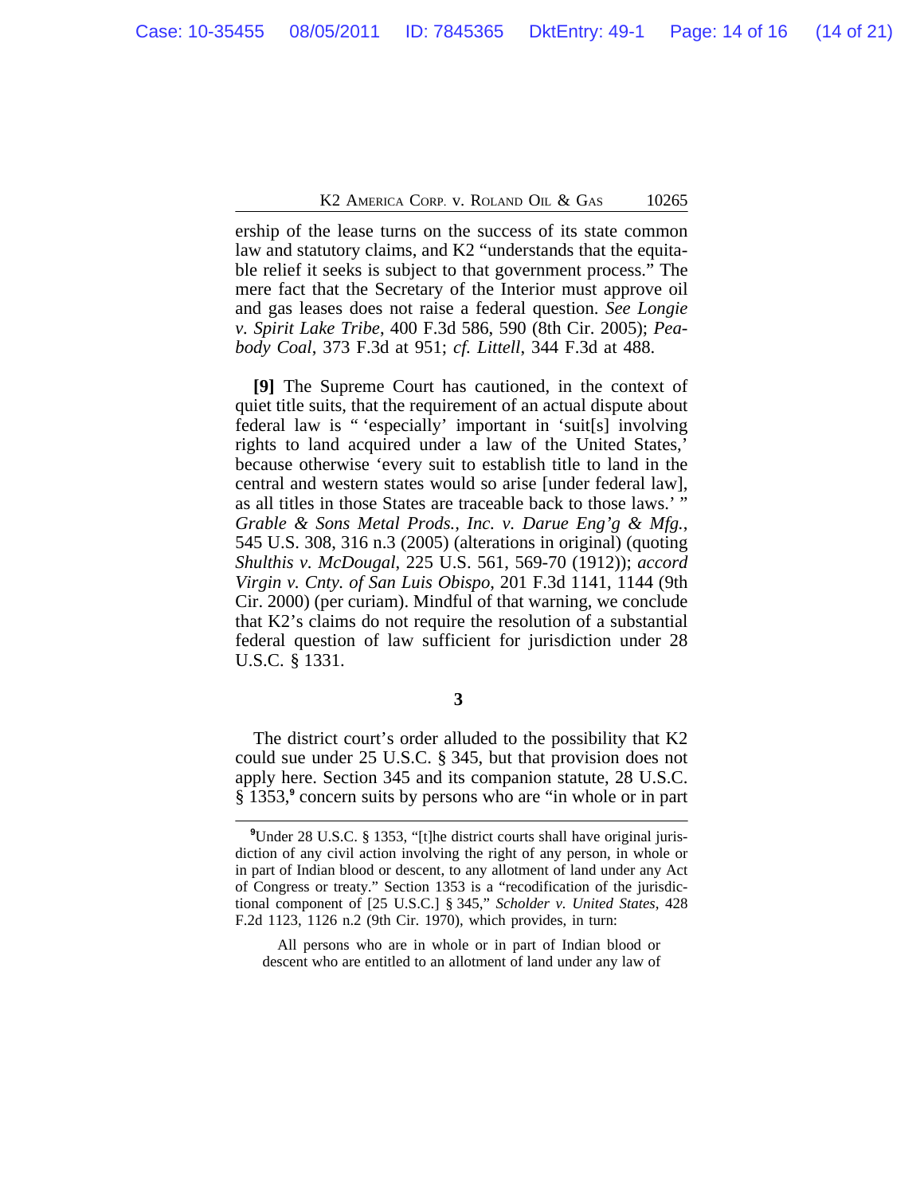ership of the lease turns on the success of its state common law and statutory claims, and K2 "understands that the equitable relief it seeks is subject to that government process." The mere fact that the Secretary of the Interior must approve oil and gas leases does not raise a federal question. *See Longie v. Spirit Lake Tribe*, 400 F.3d 586, 590 (8th Cir. 2005); *Peabody Coal*, 373 F.3d at 951; *cf. Littell*, 344 F.3d at 488.

**[9]** The Supreme Court has cautioned, in the context of quiet title suits, that the requirement of an actual dispute about federal law is " 'especially' important in 'suit[s] involving rights to land acquired under a law of the United States,' because otherwise 'every suit to establish title to land in the central and western states would so arise [under federal law], as all titles in those States are traceable back to those laws.' " *Grable & Sons Metal Prods., Inc. v. Darue Eng'g & Mfg.*, 545 U.S. 308, 316 n.3 (2005) (alterations in original) (quoting *Shulthis v. McDougal*, 225 U.S. 561, 569-70 (1912)); *accord Virgin v. Cnty. of San Luis Obispo*, 201 F.3d 1141, 1144 (9th Cir. 2000) (per curiam). Mindful of that warning, we conclude that K2's claims do not require the resolution of a substantial federal question of law sufficient for jurisdiction under 28 U.S.C. § 1331.

**3**

The district court's order alluded to the possibility that K2 could sue under 25 U.S.C. § 345, but that provision does not apply here. Section 345 and its companion statute, 28 U.S.C. § 1353,[9] concern suits by persons who are "in whole or in part

---

[9]Under 28 U.S.C. § 1353, "[t]he district courts shall have original jurisdiction of any civil action involving the right of any person, in whole or in part of Indian blood or descent, to any allotment of land under any Act of Congress or treaty." Section 1353 is a "recodification of the jurisdictional component of [25 U.S.C.] § 345," *Scholder v. United States*, 428 F.2d 1123, 1126 n.2 (9th Cir. 1970), which provides, in turn:

> All persons who are in whole or in part of Indian blood or descent who are entitled to an allotment of land under any law of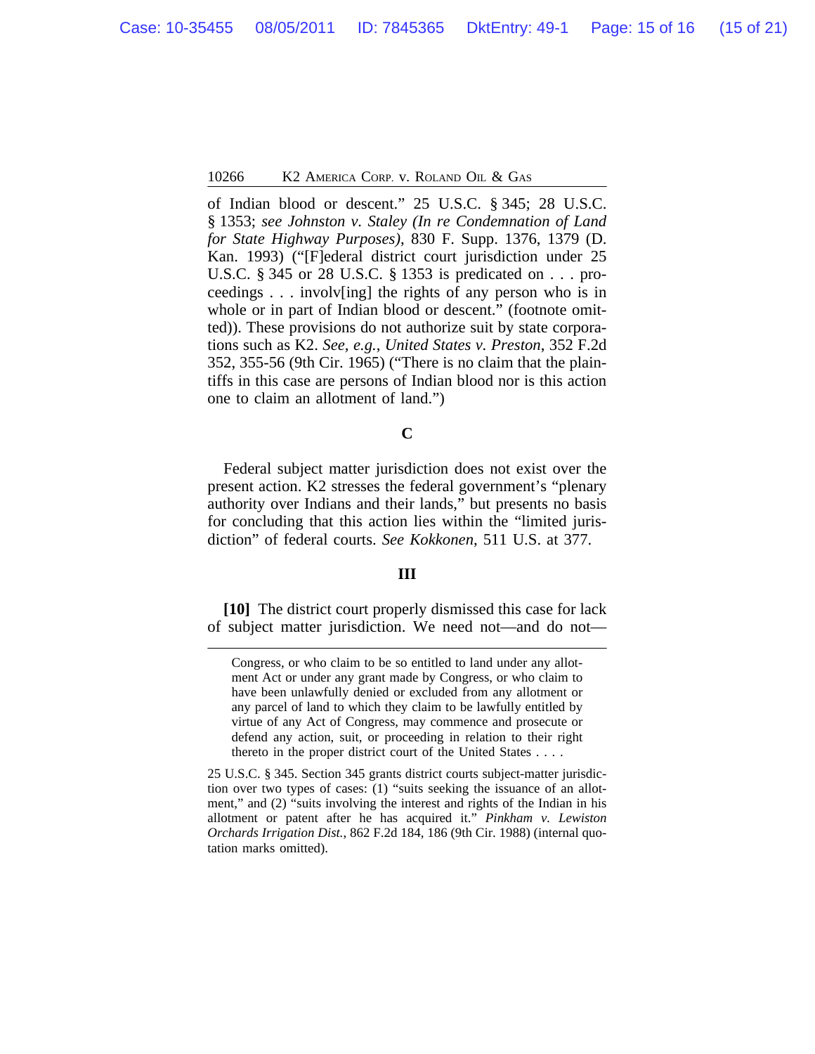of Indian blood or descent." 25 U.S.C. § 345; 28 U.S.C. § 1353; *see Johnston v. Staley (In re Condemnation of Land for State Highway Purposes)*, 830 F. Supp. 1376, 1379 (D. Kan. 1993) ("[F]ederal district court jurisdiction under 25 U.S.C. § 345 or 28 U.S.C. § 1353 is predicated on . . . proceedings . . . involv[ing] the rights of any person who is in whole or in part of Indian blood or descent." (footnote omitted)). These provisions do not authorize suit by state corporations such as K2. *See, e.g.*, *United States v. Preston*, 352 F.2d 352, 355-56 (9th Cir. 1965) ("There is no claim that the plaintiffs in this case are persons of Indian blood nor is this action one to claim an allotment of land.")

### C

Federal subject matter jurisdiction does not exist over the present action. K2 stresses the federal government's "plenary authority over Indians and their lands," but presents no basis for concluding that this action lies within the "limited jurisdiction" of federal courts. *See Kokkonen*, 511 U.S. at 377.

## III

**[10]** The district court properly dismissed this case for lack of subject matter jurisdiction. We need not—and do not—

---

> Congress, or who claim to be so entitled to land under any allotment Act or under any grant made by Congress, or who claim to have been unlawfully denied or excluded from any allotment or any parcel of land to which they claim to be lawfully entitled by virtue of any Act of Congress, may commence and prosecute or defend any action, suit, or proceeding in relation to their right thereto in the proper district court of the United States . . . .

25 U.S.C. § 345. Section 345 grants district courts subject-matter jurisdiction over two types of cases: (1) "suits seeking the issuance of an allotment," and (2) "suits involving the interest and rights of the Indian in his allotment or patent after he has acquired it." *Pinkham v. Lewiston Orchards Irrigation Dist.*, 862 F.2d 184, 186 (9th Cir. 1988) (internal quotation marks omitted).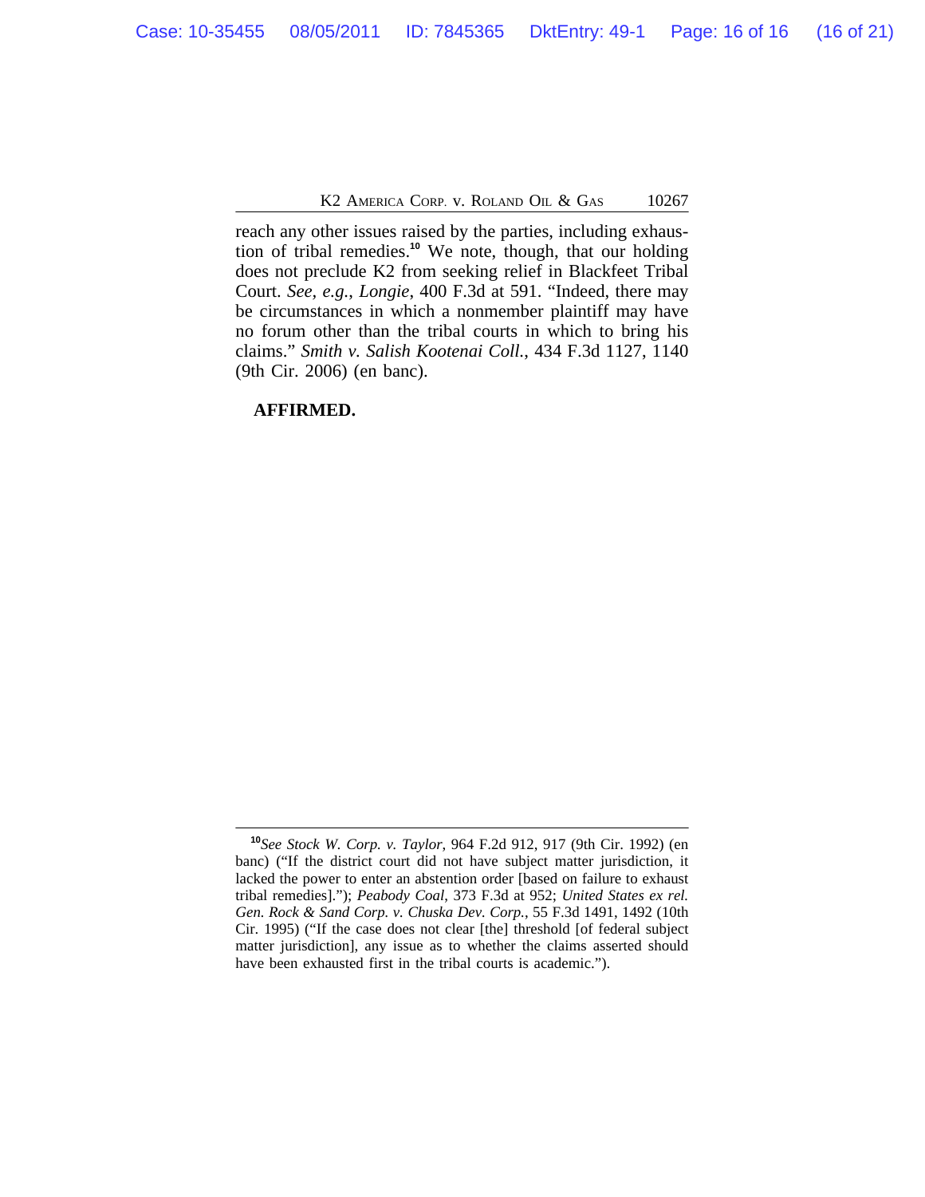reach any other issues raised by the parties, including exhaustion of tribal remedies.[10] We note, though, that our holding does not preclude K2 from seeking relief in Blackfeet Tribal Court. *See, e.g.*, *Longie*, 400 F.3d at 591. "Indeed, there may be circumstances in which a nonmember plaintiff may have no forum other than the tribal courts in which to bring his claims." *Smith v. Salish Kootenai Coll.*, 434 F.3d 1127, 1140 (9th Cir. 2006) (en banc).

**AFFIRMED.**

---

[10]*See Stock W. Corp. v. Taylor*, 964 F.2d 912, 917 (9th Cir. 1992) (en banc) ("If the district court did not have subject matter jurisdiction, it lacked the power to enter an abstention order [based on failure to exhaust tribal remedies]."); *Peabody Coal*, 373 F.3d at 952; *United States ex rel. Gen. Rock & Sand Corp. v. Chuska Dev. Corp.*, 55 F.3d 1491, 1492 (10th Cir. 1995) ("If the case does not clear [the] threshold [of federal subject matter jurisdiction], any issue as to whether the claims asserted should have been exhausted first in the tribal courts is academic.").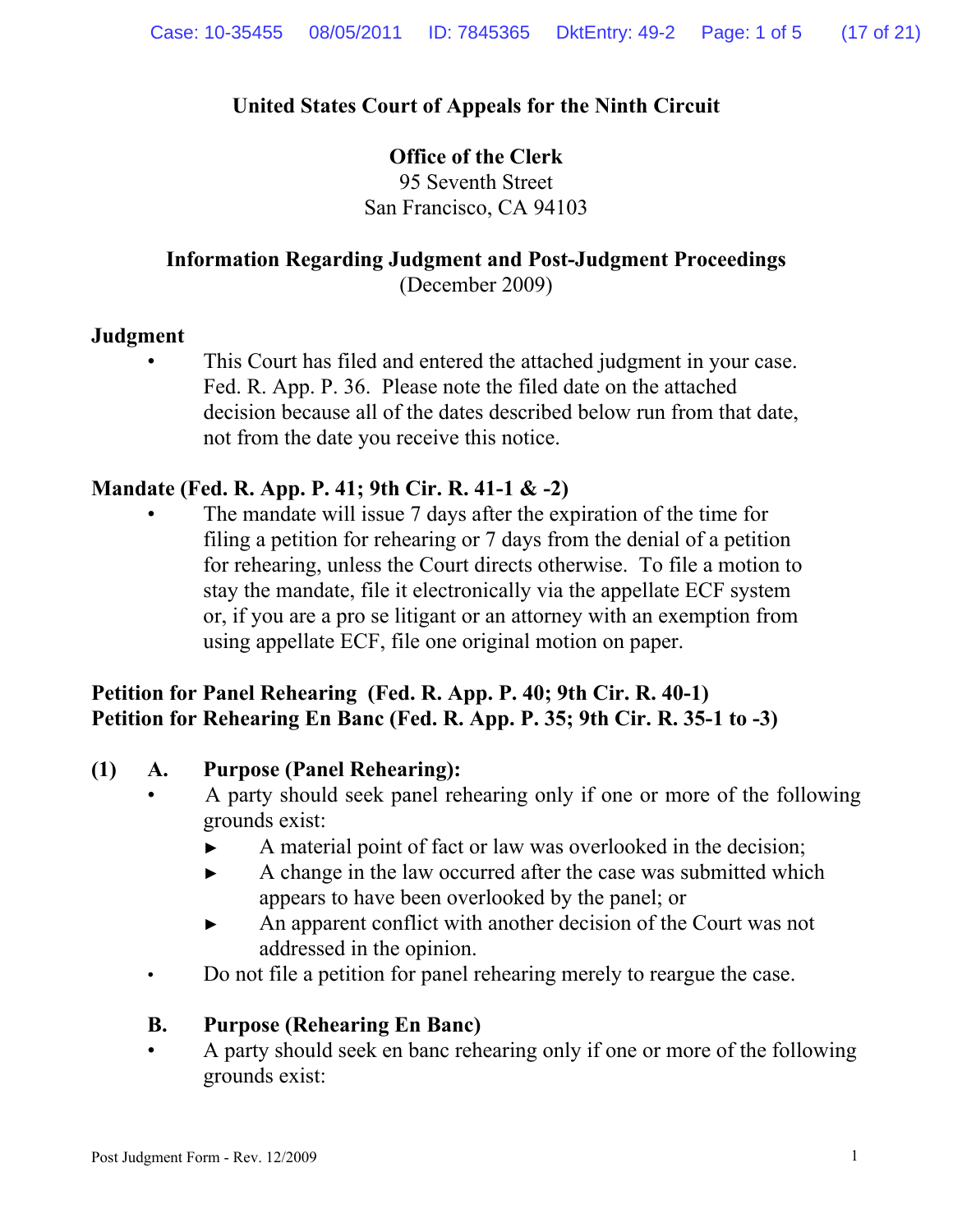**United States Court of Appeals for the Ninth Circuit**

**Office of the Clerk**
95 Seventh Street
San Francisco, CA 94103

**Information Regarding Judgment and Post-Judgment Proceedings**
(December 2009)

**Judgment**

- This Court has filed and entered the attached judgment in your case. Fed. R. App. P. 36. Please note the filed date on the attached decision because all of the dates described below run from that date, not from the date you receive this notice.

**Mandate (Fed. R. App. P. 41; 9th Cir. R. 41-1 & -2)**

- The mandate will issue 7 days after the expiration of the time for filing a petition for rehearing or 7 days from the denial of a petition for rehearing, unless the Court directs otherwise. To file a motion to stay the mandate, file it electronically via the appellate ECF system or, if you are a pro se litigant or an attorney with an exemption from using appellate ECF, file one original motion on paper.

**Petition for Panel Rehearing (Fed. R. App. P. 40; 9th Cir. R. 40-1)**
**Petition for Rehearing En Banc (Fed. R. App. P. 35; 9th Cir. R. 35-1 to -3)**

**(1) A. Purpose (Panel Rehearing):**

- A party should seek panel rehearing only if one or more of the following grounds exist:
  - ► A material point of fact or law was overlooked in the decision;
  - ► A change in the law occurred after the case was submitted which appears to have been overlooked by the panel; or
  - ► An apparent conflict with another decision of the Court was not addressed in the opinion.
- Do not file a petition for panel rehearing merely to reargue the case.

**B. Purpose (Rehearing En Banc)**

- A party should seek en banc rehearing only if one or more of the following grounds exist:

Post Judgment Form - Rev. 12/2009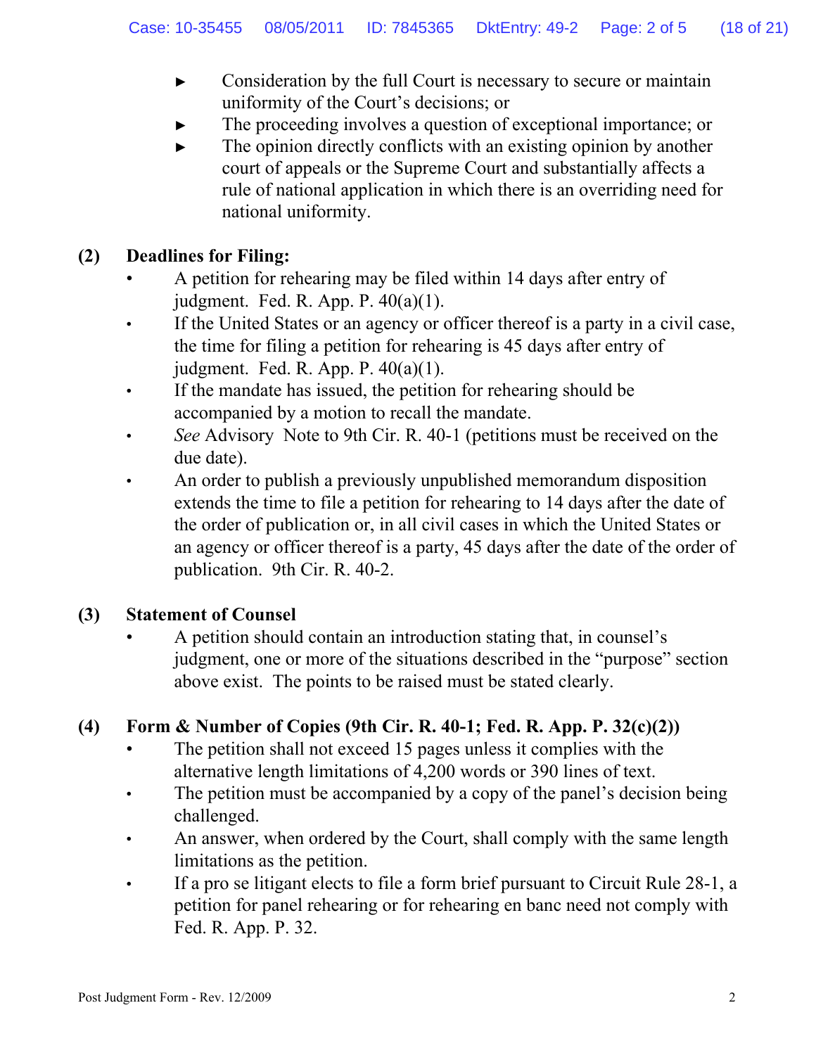- Consideration by the full Court is necessary to secure or maintain uniformity of the Court's decisions; or
- The proceeding involves a question of exceptional importance; or
- The opinion directly conflicts with an existing opinion by another court of appeals or the Supreme Court and substantially affects a rule of national application in which there is an overriding need for national uniformity.

**(2) Deadlines for Filing:**

- A petition for rehearing may be filed within 14 days after entry of judgment. Fed. R. App. P. 40(a)(1).
- If the United States or an agency or officer thereof is a party in a civil case, the time for filing a petition for rehearing is 45 days after entry of judgment. Fed. R. App. P. 40(a)(1).
- If the mandate has issued, the petition for rehearing should be accompanied by a motion to recall the mandate.
- *See* Advisory Note to 9th Cir. R. 40-1 (petitions must be received on the due date).
- An order to publish a previously unpublished memorandum disposition extends the time to file a petition for rehearing to 14 days after the date of the order of publication or, in all civil cases in which the United States or an agency or officer thereof is a party, 45 days after the date of the order of publication. 9th Cir. R. 40-2.

**(3) Statement of Counsel**

- A petition should contain an introduction stating that, in counsel's judgment, one or more of the situations described in the "purpose" section above exist. The points to be raised must be stated clearly.

**(4) Form & Number of Copies (9th Cir. R. 40-1; Fed. R. App. P. 32(c)(2))**

- The petition shall not exceed 15 pages unless it complies with the alternative length limitations of 4,200 words or 390 lines of text.
- The petition must be accompanied by a copy of the panel's decision being challenged.
- An answer, when ordered by the Court, shall comply with the same length limitations as the petition.
- If a pro se litigant elects to file a form brief pursuant to Circuit Rule 28-1, a petition for panel rehearing or for rehearing en banc need not comply with Fed. R. App. P. 32.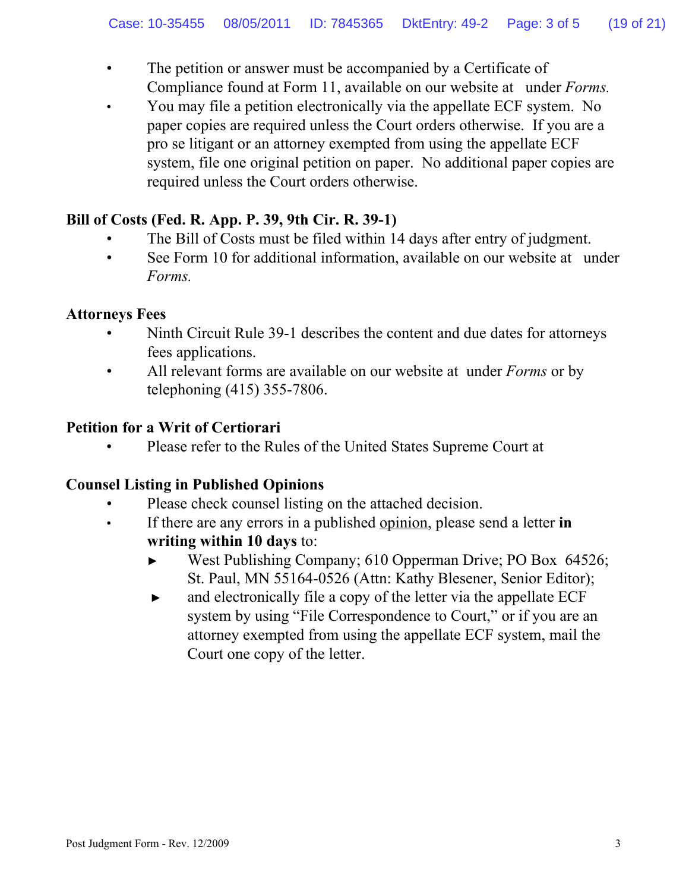- The petition or answer must be accompanied by a Certificate of Compliance found at Form 11, available on our website at under *Forms.*
- You may file a petition electronically via the appellate ECF system. No paper copies are required unless the Court orders otherwise. If you are a pro se litigant or an attorney exempted from using the appellate ECF system, file one original petition on paper. No additional paper copies are required unless the Court orders otherwise.

**Bill of Costs (Fed. R. App. P. 39, 9th Cir. R. 39-1)**

- The Bill of Costs must be filed within 14 days after entry of judgment.
- See Form 10 for additional information, available on our website at under *Forms.*

**Attorneys Fees**

- Ninth Circuit Rule 39-1 describes the content and due dates for attorneys fees applications.
- All relevant forms are available on our website at under *Forms* or by telephoning (415) 355-7806.

**Petition for a Writ of Certiorari**

- Please refer to the Rules of the United States Supreme Court at

**Counsel Listing in Published Opinions**

- Please check counsel listing on the attached decision.
- If there are any errors in a published opinion, please send a letter **in writing within 10 days** to:
  - West Publishing Company; 610 Opperman Drive; PO Box 64526; St. Paul, MN 55164-0526 (Attn: Kathy Blesener, Senior Editor);
  - and electronically file a copy of the letter via the appellate ECF system by using "File Correspondence to Court," or if you are an attorney exempted from using the appellate ECF system, mail the Court one copy of the letter.

Post Judgment Form - Rev. 12/2009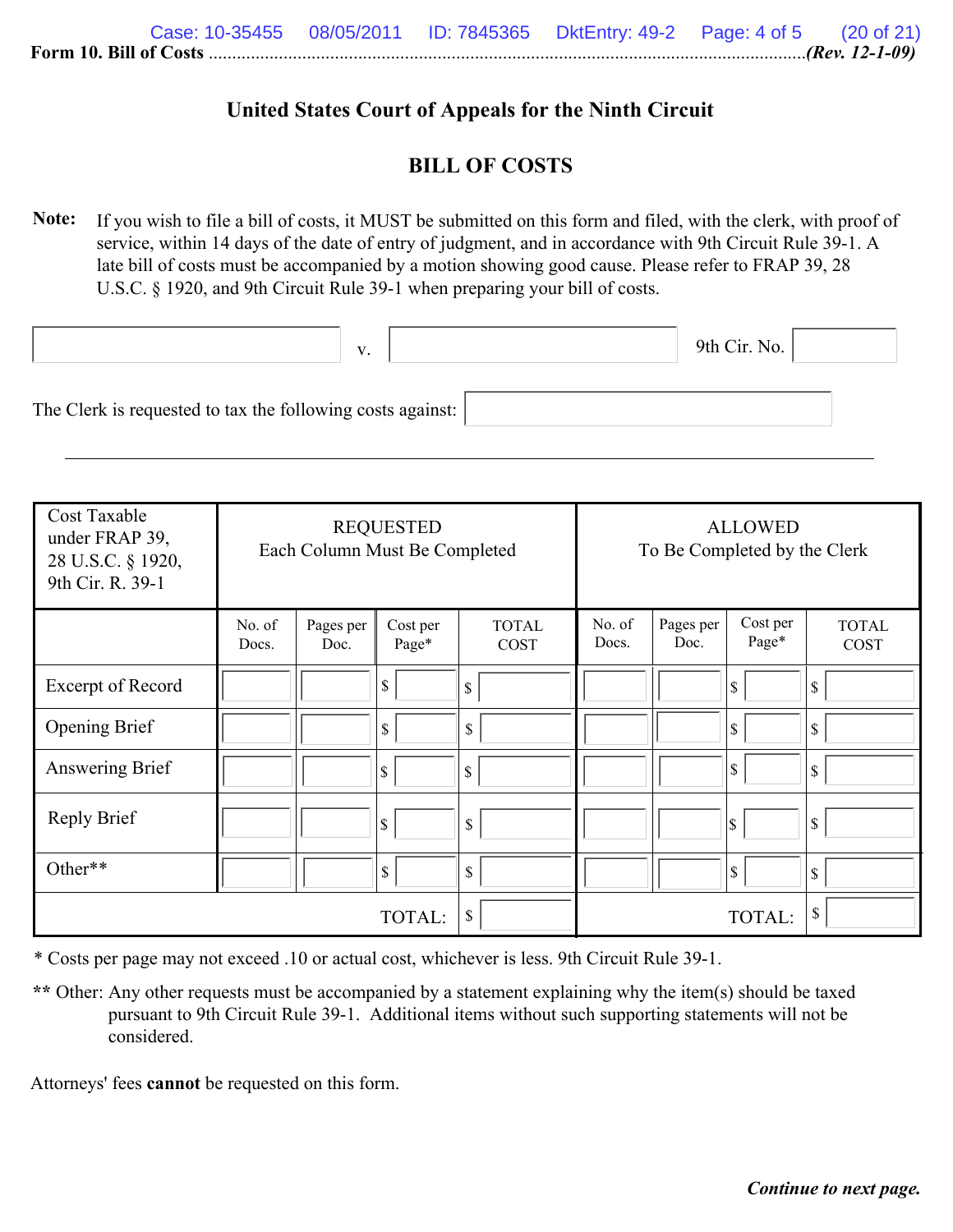Form 10. Bill of Costs ................................................................................................................(Rev. 12-1-09)

# United States Court of Appeals for the Ninth Circuit

## BILL OF COSTS

**Note:** If you wish to file a bill of costs, it MUST be submitted on this form and filed, with the clerk, with proof of service, within 14 days of the date of entry of judgment, and in accordance with 9th Circuit Rule 39-1. A late bill of costs must be accompanied by a motion showing good cause. Please refer to FRAP 39, 28 U.S.C. § 1920, and 9th Circuit Rule 39-1 when preparing your bill of costs.

\_\_\_\_\_\_\_\_\_\_\_\_\_\_\_\_ v. \_\_\_\_\_\_\_\_\_\_\_\_\_\_\_\_ 9th Cir. No. \_\_\_\_\_\_\_\_

The Clerk is requested to tax the following costs against: \_\_\_\_\_\_\_\_\_\_\_\_\_\_\_\_

| Cost Taxable under FRAP 39, 28 U.S.C. § 1920, 9th Cir. R. 39-1 | REQUESTED Each Column Must Be Completed | | | | ALLOWED To Be Completed by the Clerk | | | |
|---|---|---|---|---|---|---|---|---|
| | No. of Docs. | Pages per Doc. | Cost per Page* | TOTAL COST | No. of Docs. | Pages per Doc. | Cost per Page* | TOTAL COST |
| Excerpt of Record | | | $ | $ | | | $ | $ |
| Opening Brief | | | $ | $ | | | $ | $ |
| Answering Brief | | | $ | $ | | | $ | $ |
| Reply Brief | | | $ | $ | | | $ | $ |
| Other** | | | $ | $ | | | $ | $ |
| | | | TOTAL: | $ | | | TOTAL: | $ |

\* Costs per page may not exceed .10 or actual cost, whichever is less. 9th Circuit Rule 39-1.

\*\* Other: Any other requests must be accompanied by a statement explaining why the item(s) should be taxed pursuant to 9th Circuit Rule 39-1. Additional items without such supporting statements will not be considered.

Attorneys' fees **cannot** be requested on this form.

***Continue to next page.***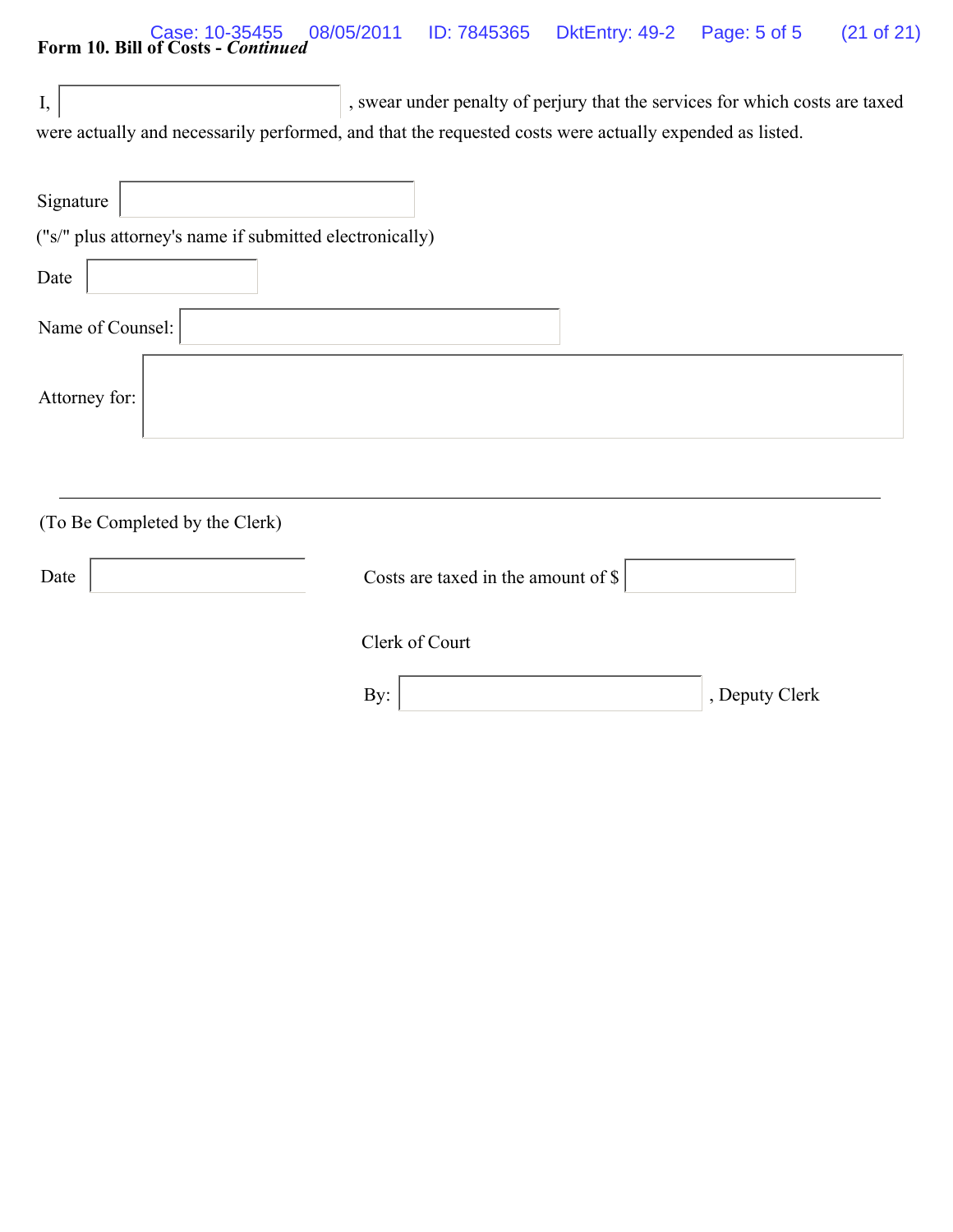**Form 10. Bill of Costs - *Continued***

I, \_\_\_\_\_\_\_\_\_\_\_\_\_\_\_\_\_\_\_\_, swear under penalty of perjury that the services for which costs are taxed were actually and necessarily performed, and that the requested costs were actually expended as listed.

Signature

("s/" plus attorney's name if submitted electronically)

Date

Name of Counsel:

Attorney for:

---

(To Be Completed by the Clerk)

Date

Costs are taxed in the amount of $

Clerk of Court

By: \_\_\_\_\_\_\_\_\_\_\_\_\_\_\_\_\_\_\_\_, Deputy Clerk